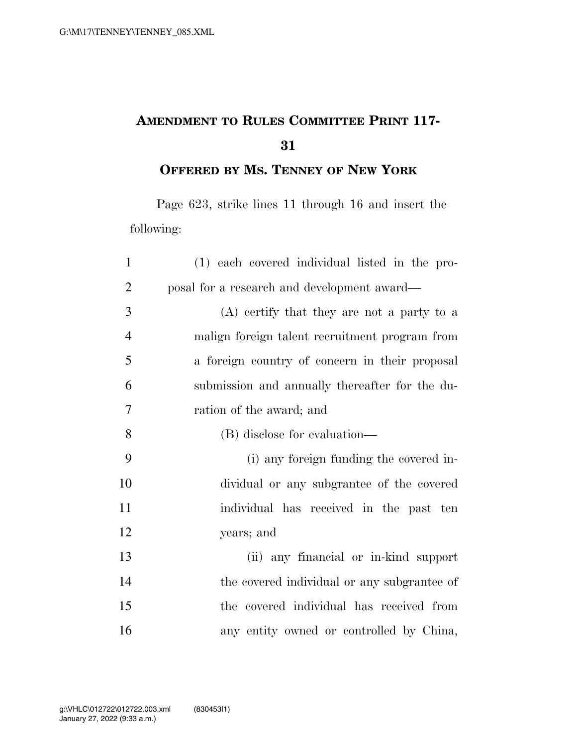# Amendment to Rules Committee Print 117-31

## Offered by Ms. Tenney of New York

Page 623, strike lines 11 through 16 and insert the following:

(1) each covered individual listed in the proposal for a research and development award—

(A) certify that they are not a party to a malign foreign talent recruitment program from a foreign country of concern in their proposal submission and annually thereafter for the duration of the award; and

(B) disclose for evaluation—

(i) any foreign funding the covered individual or any subgrantee of the covered individual has received in the past ten years; and

(ii) any financial or in-kind support the covered individual or any subgrantee of the covered individual has received from any entity owned or controlled by China,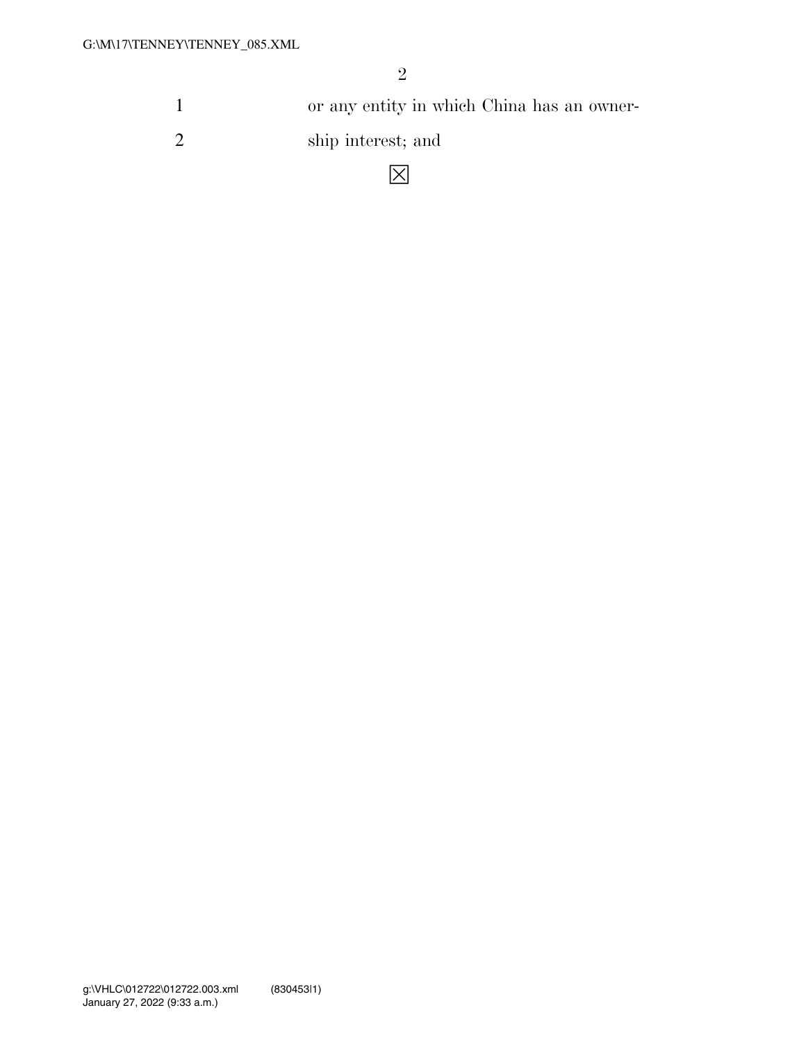or any entity in which China has an owner-
ship interest; and

☒